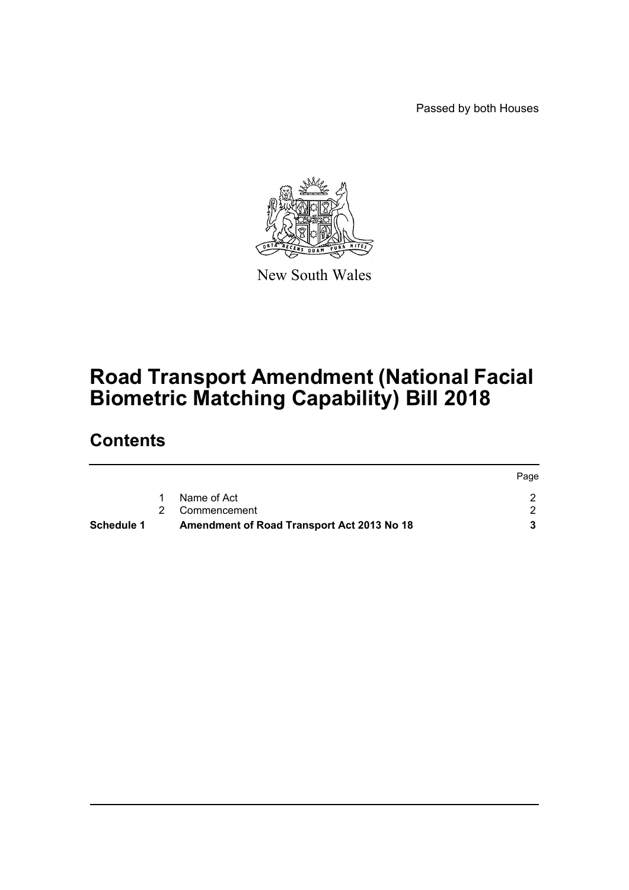Passed by both Houses

New South Wales

# Road Transport Amendment (National Facial Biometric Matching Capability) Bill 2018

## Contents

| | | | Page |
|---|---|---|---|
| | 1 | Name of Act | 2 |
| | 2 | Commencement | 2 |
| **Schedule 1** | | **Amendment of Road Transport Act 2013 No 18** | **3** |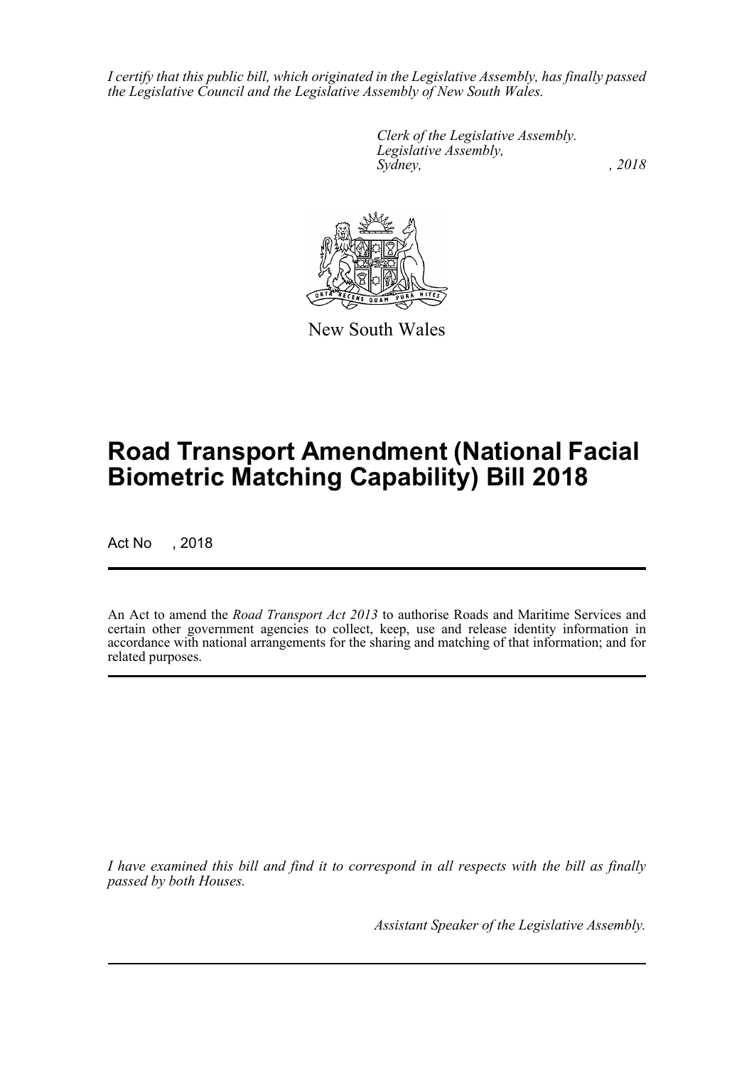*I certify that this public bill, which originated in the Legislative Assembly, has finally passed the Legislative Council and the Legislative Assembly of New South Wales.*

*Clerk of the Legislative Assembly.*
*Legislative Assembly,*
*Sydney, , 2018*

New South Wales

# Road Transport Amendment (National Facial Biometric Matching Capability) Bill 2018

Act No , 2018

An Act to amend the *Road Transport Act 2013* to authorise Roads and Maritime Services and certain other government agencies to collect, keep, use and release identity information in accordance with national arrangements for the sharing and matching of that information; and for related purposes.

*I have examined this bill and find it to correspond in all respects with the bill as finally passed by both Houses.*

*Assistant Speaker of the Legislative Assembly.*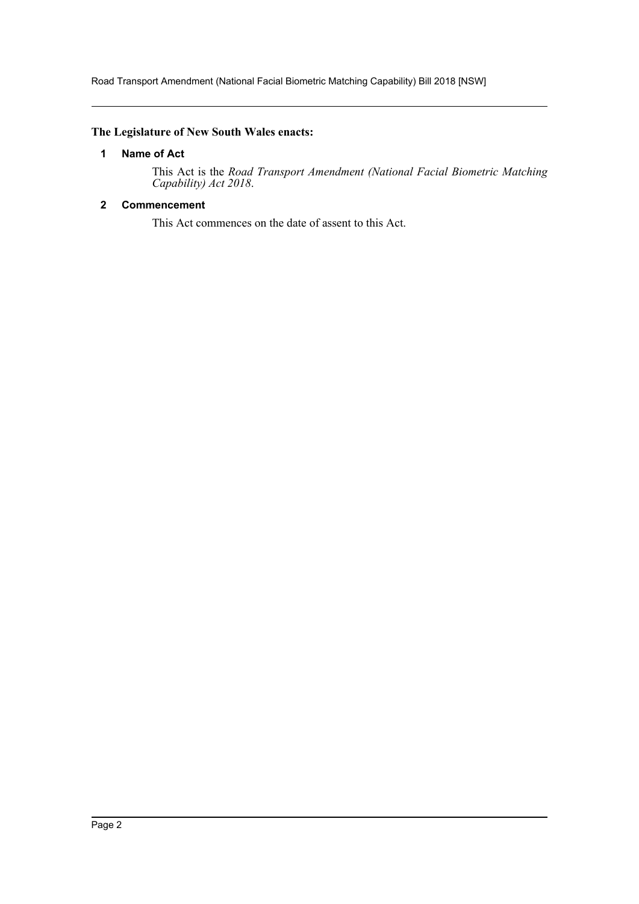**The Legislature of New South Wales enacts:**

### 1 Name of Act

This Act is the *Road Transport Amendment (National Facial Biometric Matching Capability) Act 2018*.

### 2 Commencement

This Act commences on the date of assent to this Act.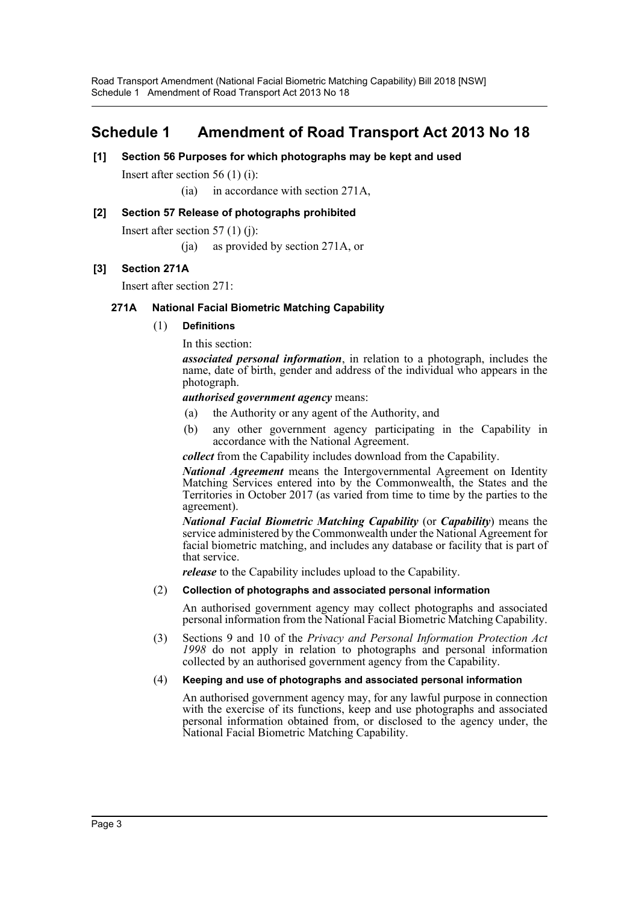# Schedule 1 Amendment of Road Transport Act 2013 No 18

**[1] Section 56 Purposes for which photographs may be kept and used**

Insert after section 56 (1) (i):

(ia) in accordance with section 271A,

**[2] Section 57 Release of photographs prohibited**

Insert after section 57 (1) (j):

(ja) as provided by section 271A, or

**[3] Section 271A**

Insert after section 271:

### 271A National Facial Biometric Matching Capability

(1) **Definitions**

In this section:

***associated personal information***, in relation to a photograph, includes the name, date of birth, gender and address of the individual who appears in the photograph.

***authorised government agency*** means:

(a) the Authority or any agent of the Authority, and

(b) any other government agency participating in the Capability in accordance with the National Agreement.

***collect*** from the Capability includes download from the Capability.

***National Agreement*** means the Intergovernmental Agreement on Identity Matching Services entered into by the Commonwealth, the States and the Territories in October 2017 (as varied from time to time by the parties to the agreement).

***National Facial Biometric Matching Capability*** (or ***Capability***) means the service administered by the Commonwealth under the National Agreement for facial biometric matching, and includes any database or facility that is part of that service.

***release*** to the Capability includes upload to the Capability.

(2) **Collection of photographs and associated personal information**

An authorised government agency may collect photographs and associated personal information from the National Facial Biometric Matching Capability.

(3) Sections 9 and 10 of the *Privacy and Personal Information Protection Act 1998* do not apply in relation to photographs and personal information collected by an authorised government agency from the Capability.

(4) **Keeping and use of photographs and associated personal information**

An authorised government agency may, for any lawful purpose in connection with the exercise of its functions, keep and use photographs and associated personal information obtained from, or disclosed to the agency under, the National Facial Biometric Matching Capability.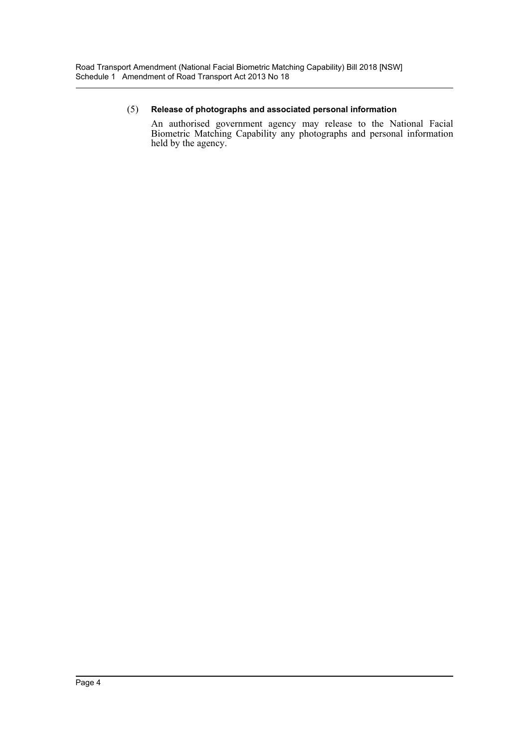(5) **Release of photographs and associated personal information**

An authorised government agency may release to the National Facial Biometric Matching Capability any photographs and personal information held by the agency.